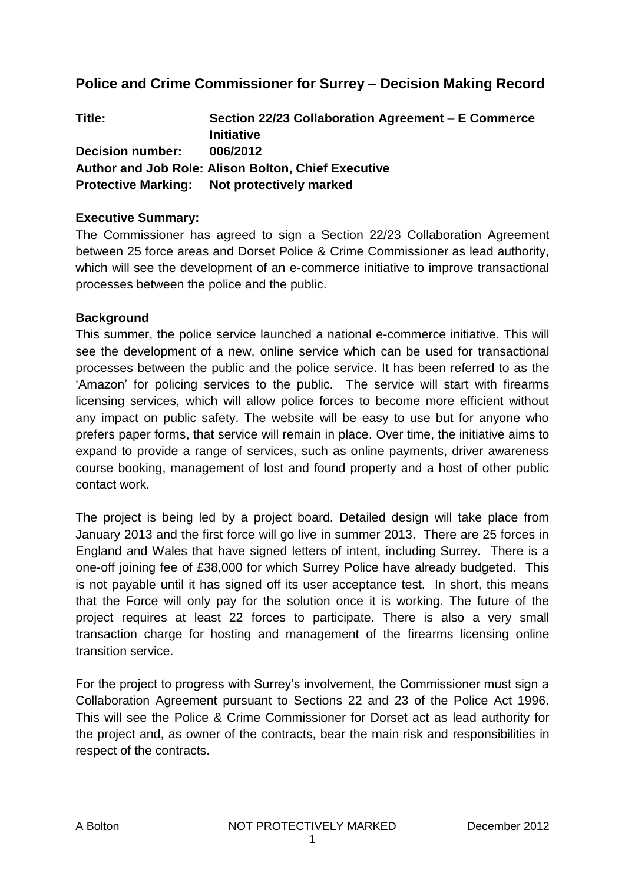## Police and Crime Commissioner for Surrey – Decision Making Record

**Title:** **Section 22/23 Collaboration Agreement – E Commerce Initiative**
**Decision number:** **006/2012**
**Author and Job Role: Alison Bolton, Chief Executive**
**Protective Marking:** **Not protectively marked**

**Executive Summary:**

The Commissioner has agreed to sign a Section 22/23 Collaboration Agreement between 25 force areas and Dorset Police & Crime Commissioner as lead authority, which will see the development of an e-commerce initiative to improve transactional processes between the police and the public.

**Background**

This summer, the police service launched a national e-commerce initiative. This will see the development of a new, online service which can be used for transactional processes between the public and the police service. It has been referred to as the 'Amazon' for policing services to the public. The service will start with firearms licensing services, which will allow police forces to become more efficient without any impact on public safety. The website will be easy to use but for anyone who prefers paper forms, that service will remain in place. Over time, the initiative aims to expand to provide a range of services, such as online payments, driver awareness course booking, management of lost and found property and a host of other public contact work.

The project is being led by a project board. Detailed design will take place from January 2013 and the first force will go live in summer 2013. There are 25 forces in England and Wales that have signed letters of intent, including Surrey. There is a one-off joining fee of £38,000 for which Surrey Police have already budgeted. This is not payable until it has signed off its user acceptance test. In short, this means that the Force will only pay for the solution once it is working. The future of the project requires at least 22 forces to participate. There is also a very small transaction charge for hosting and management of the firearms licensing online transition service.

For the project to progress with Surrey's involvement, the Commissioner must sign a Collaboration Agreement pursuant to Sections 22 and 23 of the Police Act 1996. This will see the Police & Crime Commissioner for Dorset act as lead authority for the project and, as owner of the contracts, bear the main risk and responsibilities in respect of the contracts.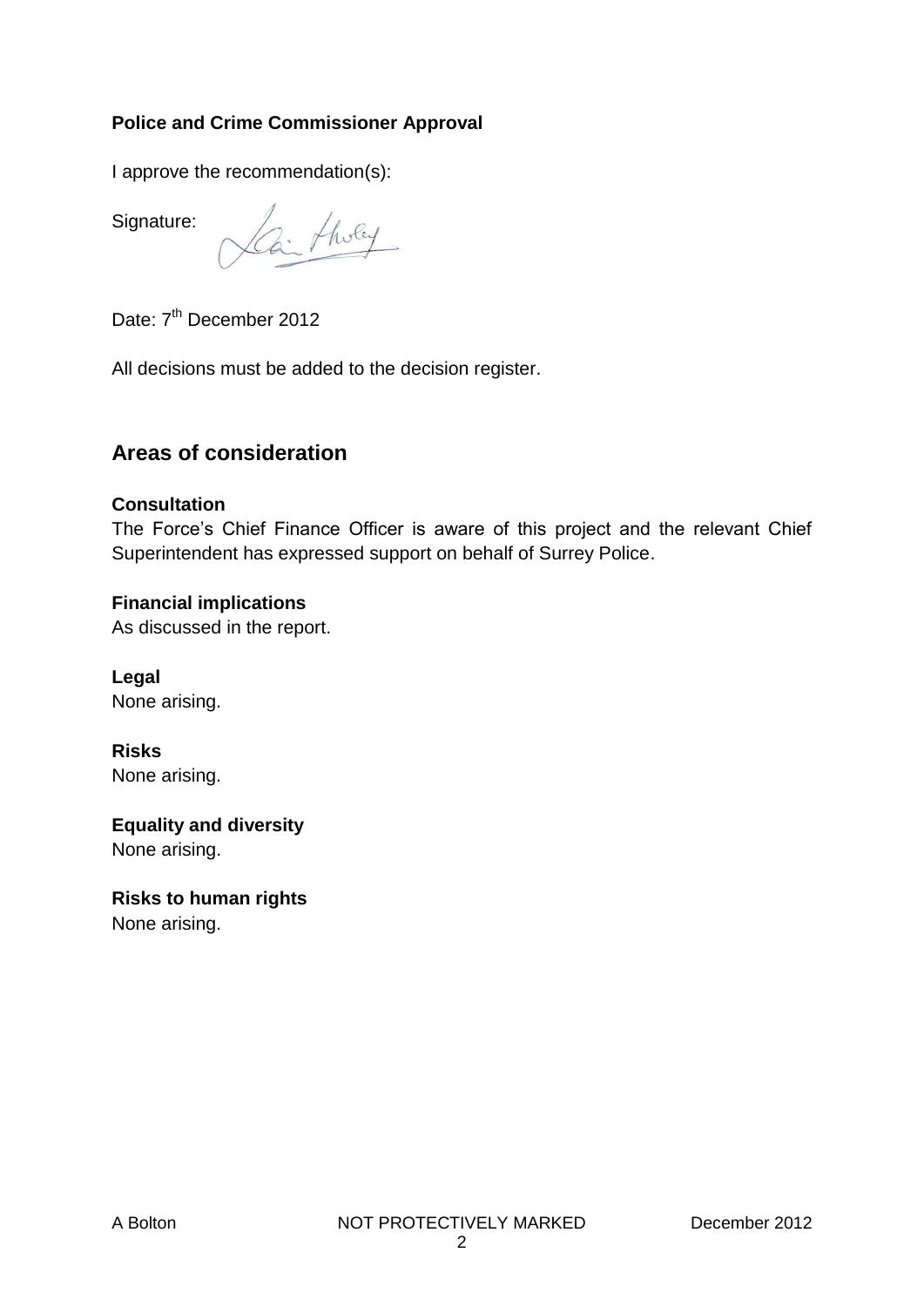**Police and Crime Commissioner Approval**

I approve the recommendation(s):

Signature:

Date: 7th December 2012

All decisions must be added to the decision register.

## Areas of consideration

**Consultation**
The Force's Chief Finance Officer is aware of this project and the relevant Chief Superintendent has expressed support on behalf of Surrey Police.

**Financial implications**
As discussed in the report.

**Legal**
None arising.

**Risks**
None arising.

**Equality and diversity**
None arising.

**Risks to human rights**
None arising.